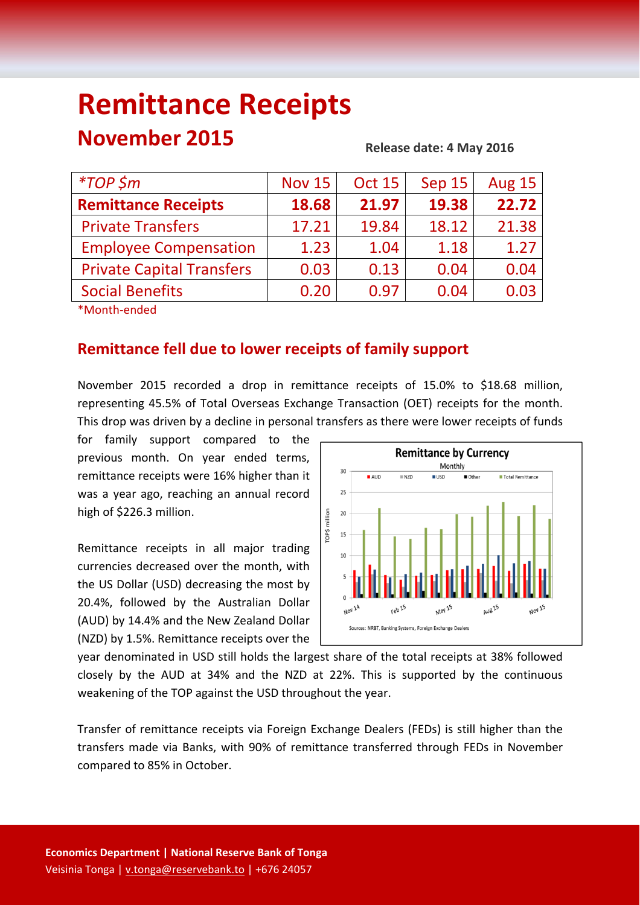# Remittance Receipts

## November 2015

**Release date: 4 May 2016**

| *\*TOP $m* | Nov 15 | Oct 15 | Sep 15 | Aug 15 |
|---|---|---|---|---|
| **Remittance Receipts** | **18.68** | **21.97** | **19.38** | **22.72** |
| Private Transfers | 17.21 | 19.84 | 18.12 | 21.38 |
| Employee Compensation | 1.23 | 1.04 | 1.18 | 1.27 |
| Private Capital Transfers | 0.03 | 0.13 | 0.04 | 0.04 |
| Social Benefits | 0.20 | 0.97 | 0.04 | 0.03 |

*Month-ended

### Remittance fell due to lower receipts of family support

November 2015 recorded a drop in remittance receipts of 15.0% to $18.68 million, representing 45.5% of Total Overseas Exchange Transaction (OET) receipts for the month. This drop was driven by a decline in personal transfers as there were lower receipts of funds for family support compared to the previous month. On year ended terms, remittance receipts were 16% higher than it was a year ago, reaching an annual record high of $226.3 million.

Remittance receipts in all major trading currencies decreased over the month, with the US Dollar (USD) decreasing the most by 20.4%, followed by the Australian Dollar (AUD) by 14.4% and the New Zealand Dollar (NZD) by 1.5%. Remittance receipts over the year denominated in USD still holds the largest share of the total receipts at 38% followed closely by the AUD at 34% and the NZD at 22%. This is supported by the continuous weakening of the TOP against the USD throughout the year.

Transfer of remittance receipts via Foreign Exchange Dealers (FEDs) is still higher than the transfers made via Banks, with 90% of remittance transferred through FEDs in November compared to 85% in October.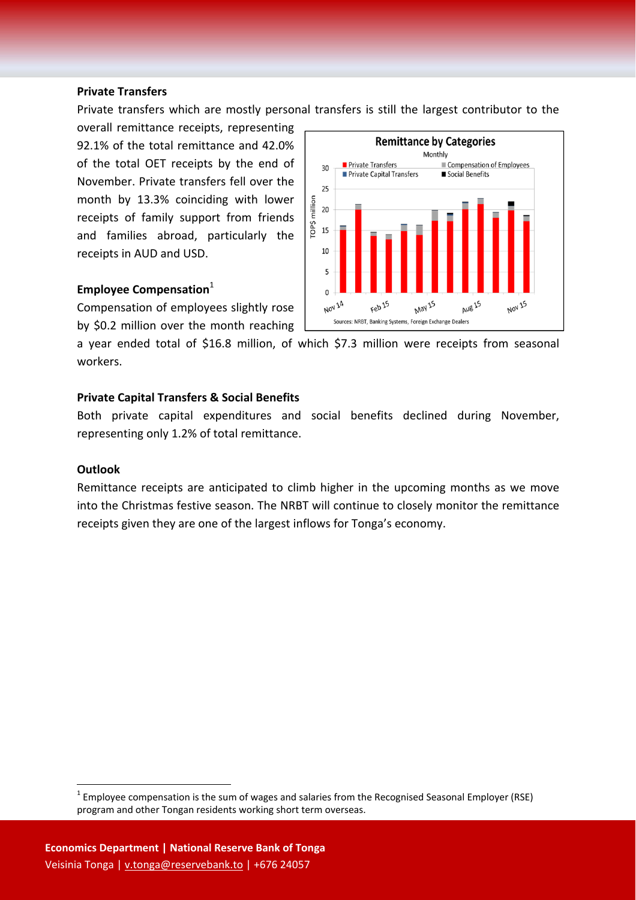### Private Transfers

Private transfers which are mostly personal transfers is still the largest contributor to the overall remittance receipts, representing 92.1% of the total remittance and 42.0% of the total OET receipts by the end of November. Private transfers fell over the month by 13.3% coinciding with lower receipts of family support from friends and families abroad, particularly the receipts in AUD and USD.

### Employee Compensation[1]

Compensation of employees slightly rose by $0.2 million over the month reaching a year ended total of $16.8 million, of which $7.3 million were receipts from seasonal workers.

### Private Capital Transfers & Social Benefits

Both private capital expenditures and social benefits declined during November, representing only 1.2% of total remittance.

### Outlook

Remittance receipts are anticipated to climb higher in the upcoming months as we move into the Christmas festive season. The NRBT will continue to closely monitor the remittance receipts given they are one of the largest inflows for Tonga's economy.

[1] Employee compensation is the sum of wages and salaries from the Recognised Seasonal Employer (RSE) program and other Tongan residents working short term overseas.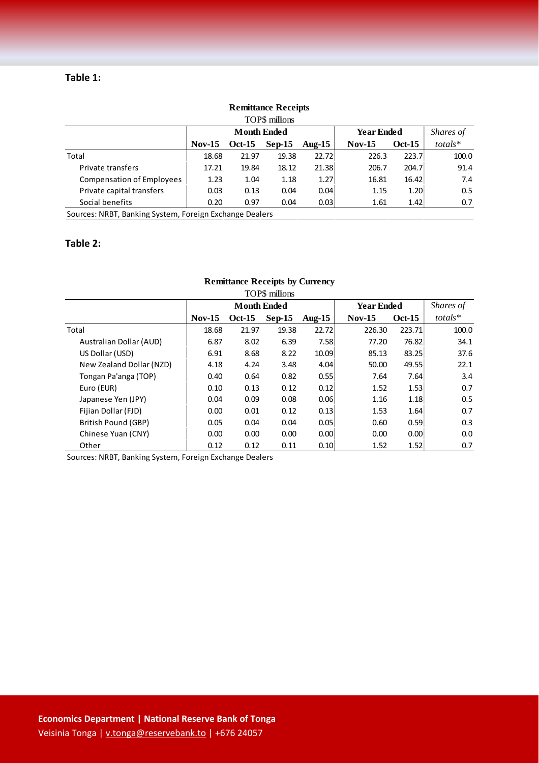**Table 1:**

**Remittance Receipts**

TOP$ millions

| | Month Ended | | | | Year Ended | | *Shares of* |
|---|---|---|---|---|---|---|---|
| | **Nov-15** | **Oct-15** | **Sep-15** | **Aug-15** | **Nov-15** | **Oct-15** | *totals** |
| Total | 18.68 | 21.97 | 19.38 | 22.72 | 226.3 | 223.7 | 100.0 |
| Private transfers | 17.21 | 19.84 | 18.12 | 21.38 | 206.7 | 204.7 | 91.4 |
| Compensation of Employees | 1.23 | 1.04 | 1.18 | 1.27 | 16.81 | 16.42 | 7.4 |
| Private capital transfers | 0.03 | 0.13 | 0.04 | 0.04 | 1.15 | 1.20 | 0.5 |
| Social benefits | 0.20 | 0.97 | 0.04 | 0.03 | 1.61 | 1.42 | 0.7 |

Sources: NRBT, Banking System, Foreign Exchange Dealers

**Table 2:**

**Remittance Receipts by Currency**

TOP$ millions

| | Month Ended | | | | Year Ended | | *Shares of* |
|---|---|---|---|---|---|---|---|
| | **Nov-15** | **Oct-15** | **Sep-15** | **Aug-15** | **Nov-15** | **Oct-15** | *totals** |
| Total | 18.68 | 21.97 | 19.38 | 22.72 | 226.30 | 223.71 | 100.0 |
| Australian Dollar (AUD) | 6.87 | 8.02 | 6.39 | 7.58 | 77.20 | 76.82 | 34.1 |
| US Dollar (USD) | 6.91 | 8.68 | 8.22 | 10.09 | 85.13 | 83.25 | 37.6 |
| New Zealand Dollar (NZD) | 4.18 | 4.24 | 3.48 | 4.04 | 50.00 | 49.55 | 22.1 |
| Tongan Pa'anga (TOP) | 0.40 | 0.64 | 0.82 | 0.55 | 7.64 | 7.64 | 3.4 |
| Euro (EUR) | 0.10 | 0.13 | 0.12 | 0.12 | 1.52 | 1.53 | 0.7 |
| Japanese Yen (JPY) | 0.04 | 0.09 | 0.08 | 0.06 | 1.16 | 1.18 | 0.5 |
| Fijian Dollar (FJD) | 0.00 | 0.01 | 0.12 | 0.13 | 1.53 | 1.64 | 0.7 |
| British Pound (GBP) | 0.05 | 0.04 | 0.04 | 0.05 | 0.60 | 0.59 | 0.3 |
| Chinese Yuan (CNY) | 0.00 | 0.00 | 0.00 | 0.00 | 0.00 | 0.00 | 0.0 |
| Other | 0.12 | 0.12 | 0.11 | 0.10 | 1.52 | 1.52 | 0.7 |

Sources: NRBT, Banking System, Foreign Exchange Dealers

**Economics Department | National Reserve Bank of Tonga**

Veisinia Tonga | v.tonga@reservebank.to | +676 24057